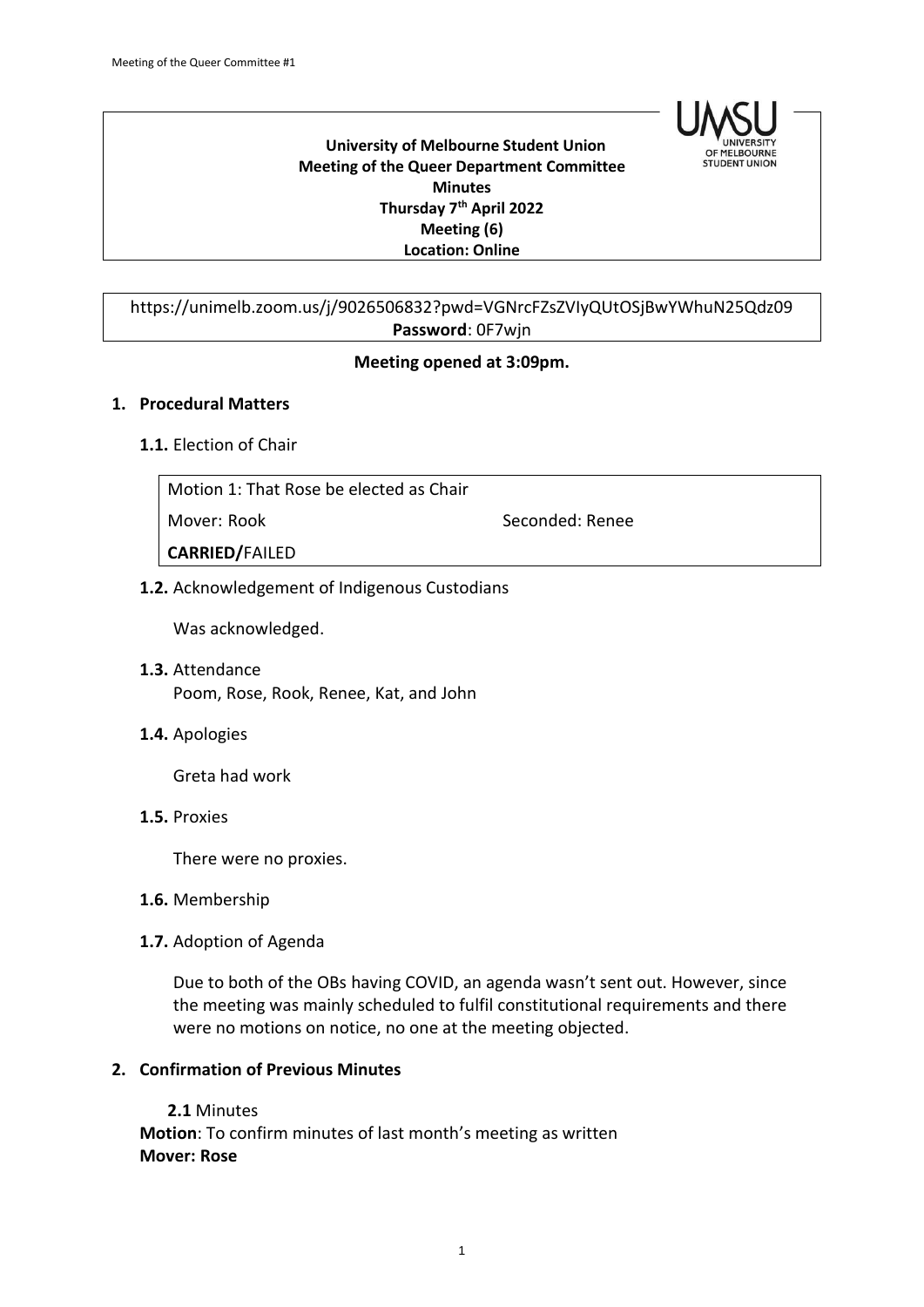**University of Melbourne Student Union**
**Meeting of the Queer Department Committee**
**Minutes**
**Thursday 7th April 2022**
**Meeting (6)**
**Location: Online**

https://unimelb.zoom.us/j/9026506832?pwd=VGNrcFZsZVIyQUtOSjBwYWhuN25Qdz09
**Password**: 0F7wjn

**Meeting opened at 3:09pm.**

## 1. Procedural Matters

**1.1.** Election of Chair

| Motion 1: That Rose be elected as Chair | |
|---|---|
| Mover: Rook | Seconded: Renee |
| **CARRIED/**FAILED | |

**1.2.** Acknowledgement of Indigenous Custodians

Was acknowledged.

**1.3.** Attendance

Poom, Rose, Rook, Renee, Kat, and John

**1.4.** Apologies

Greta had work

**1.5.** Proxies

There were no proxies.

**1.6.** Membership

**1.7.** Adoption of Agenda

Due to both of the OBs having COVID, an agenda wasn't sent out. However, since the meeting was mainly scheduled to fulfil constitutional requirements and there were no motions on notice, no one at the meeting objected.

## 2. Confirmation of Previous Minutes

**2.1** Minutes

**Motion**: To confirm minutes of last month's meeting as written
**Mover: Rose**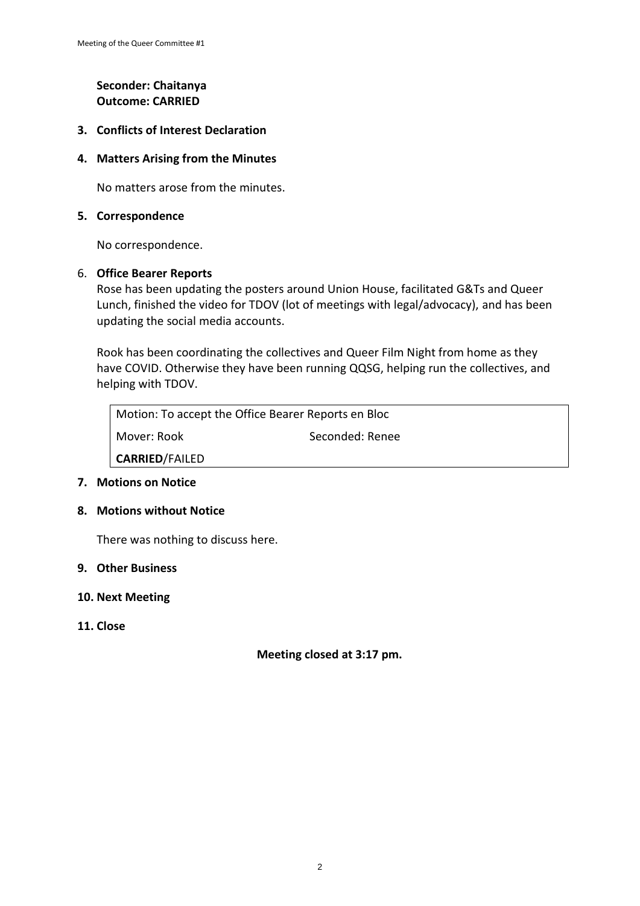**Seconder: Chaitanya**
**Outcome: CARRIED**

3. **Conflicts of Interest Declaration**

4. **Matters Arising from the Minutes**

   No matters arose from the minutes.

5. **Correspondence**

   No correspondence.

6. **Office Bearer Reports**

   Rose has been updating the posters around Union House, facilitated G&Ts and Queer Lunch, finished the video for TDOV (lot of meetings with legal/advocacy), and has been updating the social media accounts.

   Rook has been coordinating the collectives and Queer Film Night from home as they have COVID. Otherwise they have been running QQSG, helping run the collectives, and helping with TDOV.

| | |
|---|---|
| Motion: To accept the Office Bearer Reports en Bloc | |
| Mover: Rook | Seconded: Renee |
| **CARRIED**/FAILED | |

7. **Motions on Notice**

8. **Motions without Notice**

   There was nothing to discuss here.

9. **Other Business**

10. **Next Meeting**

11. **Close**

**Meeting closed at 3:17 pm.**